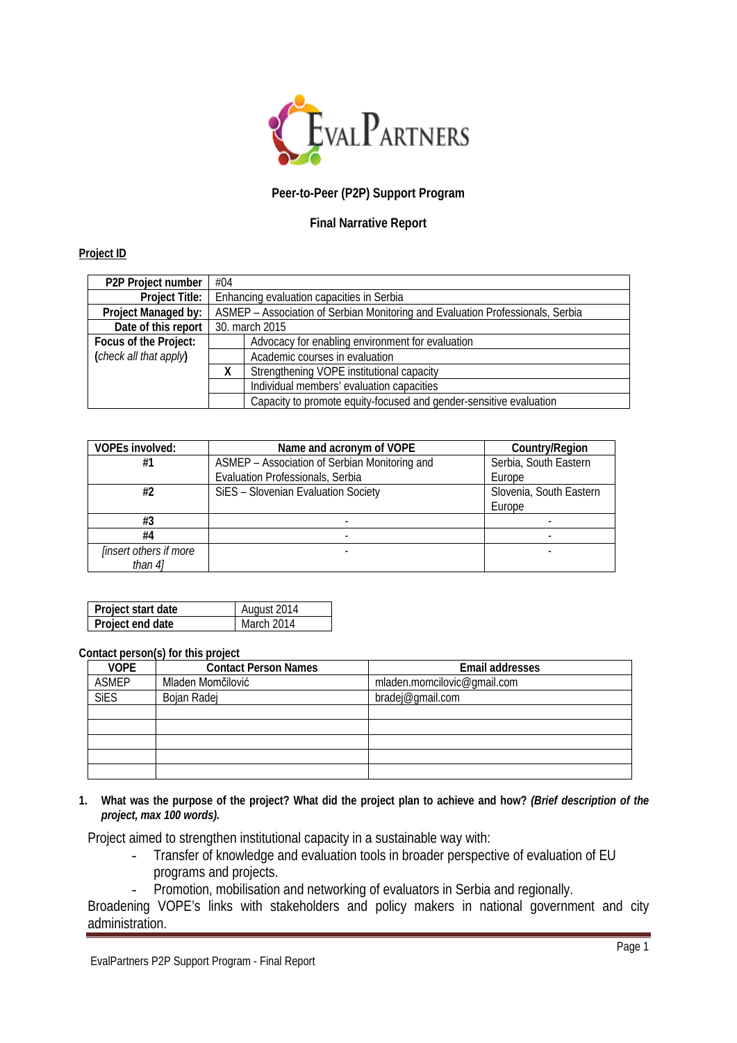EvalPartners

**Peer-to-Peer (P2P) Support Program**

**Final Narrative Report**

**Project ID**

| **P2P Project number** | #04 | |
|---|---|---|
| **Project Title:** | Enhancing evaluation capacities in Serbia | |
| **Project Managed by:** | ASMEP – Association of Serbian Monitoring and Evaluation Professionals, Serbia | |
| **Date of this report** | 30. march 2015 | |
| **Focus of the Project:** (*check all that apply*) | | Advocacy for enabling environment for evaluation |
| | | Academic courses in evaluation |
| | **X** | Strengthening VOPE institutional capacity |
| | | Individual members' evaluation capacities |
| | | Capacity to promote equity-focused and gender-sensitive evaluation |

| **VOPEs involved:** | **Name and acronym of VOPE** | **Country/Region** |
|---|---|---|
| **#1** | ASMEP – Association of Serbian Monitoring and Evaluation Professionals, Serbia | Serbia, South Eastern Europe |
| **#2** | SiES – Slovenian Evaluation Society | Slovenia, South Eastern Europe |
| **#3** | - | - |
| **#4** | - | - |
| *[insert others if more than 4]* | - | - |

| **Project start date** | August 2014 |
|---|---|
| **Project end date** | March 2014 |

**Contact person(s) for this project**

| **VOPE** | **Contact Person Names** | **Email addresses** |
|---|---|---|
| ASMEP | Mladen Momčilović | mladen.momcilovic@gmail.com |
| SiES | Bojan Radej | bradej@gmail.com |
| | | |
| | | |
| | | |
| | | |
| | | |

1. **What was the purpose of the project? What did the project plan to achieve and how? *(Brief description of the project, max 100 words).***

Project aimed to strengthen institutional capacity in a sustainable way with:

- Transfer of knowledge and evaluation tools in broader perspective of evaluation of EU programs and projects.
- Promotion, mobilisation and networking of evaluators in Serbia and regionally.

Broadening VOPE's links with stakeholders and policy makers in national government and city administration.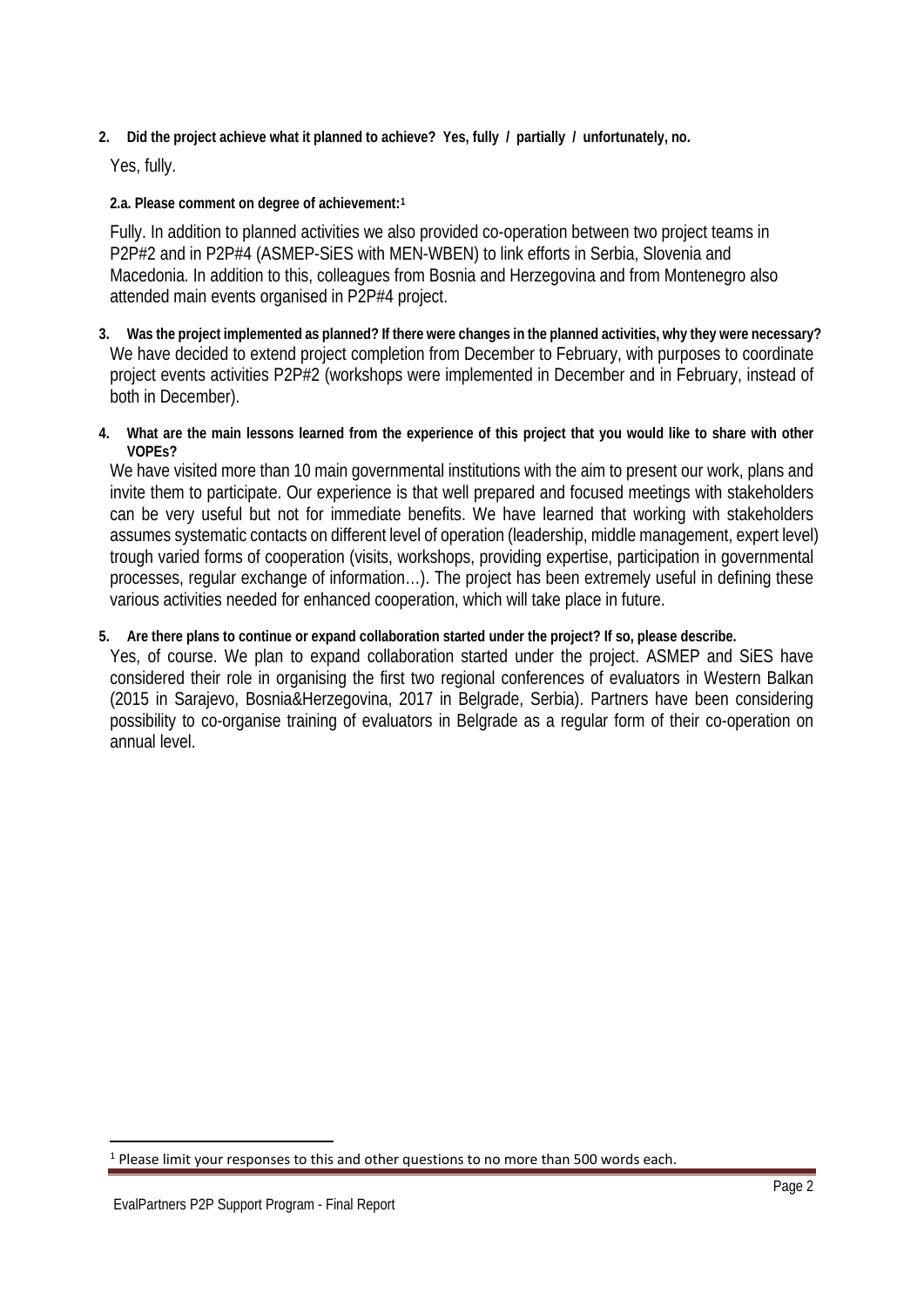**2. Did the project achieve what it planned to achieve? Yes, fully / partially / unfortunately, no.**

Yes, fully.

**2.a. Please comment on degree of achievement:[1]**

Fully. In addition to planned activities we also provided co-operation between two project teams in P2P#2 and in P2P#4 (ASMEP-SiES with MEN-WBEN) to link efforts in Serbia, Slovenia and Macedonia. In addition to this, colleagues from Bosnia and Herzegovina and from Montenegro also attended main events organised in P2P#4 project.

**3. Was the project implemented as planned? If there were changes in the planned activities, why they were necessary?**

We have decided to extend project completion from December to February, with purposes to coordinate project events activities P2P#2 (workshops were implemented in December and in February, instead of both in December).

**4. What are the main lessons learned from the experience of this project that you would like to share with other VOPEs?**

We have visited more than 10 main governmental institutions with the aim to present our work, plans and invite them to participate. Our experience is that well prepared and focused meetings with stakeholders can be very useful but not for immediate benefits. We have learned that working with stakeholders assumes systematic contacts on different level of operation (leadership, middle management, expert level) trough varied forms of cooperation (visits, workshops, providing expertise, participation in governmental processes, regular exchange of information…). The project has been extremely useful in defining these various activities needed for enhanced cooperation, which will take place in future.

**5. Are there plans to continue or expand collaboration started under the project? If so, please describe.**

Yes, of course. We plan to expand collaboration started under the project. ASMEP and SiES have considered their role in organising the first two regional conferences of evaluators in Western Balkan (2015 in Sarajevo, Bosnia&Herzegovina, 2017 in Belgrade, Serbia). Partners have been considering possibility to co-organise training of evaluators in Belgrade as a regular form of their co-operation on annual level.

---

[1] Please limit your responses to this and other questions to no more than 500 words each.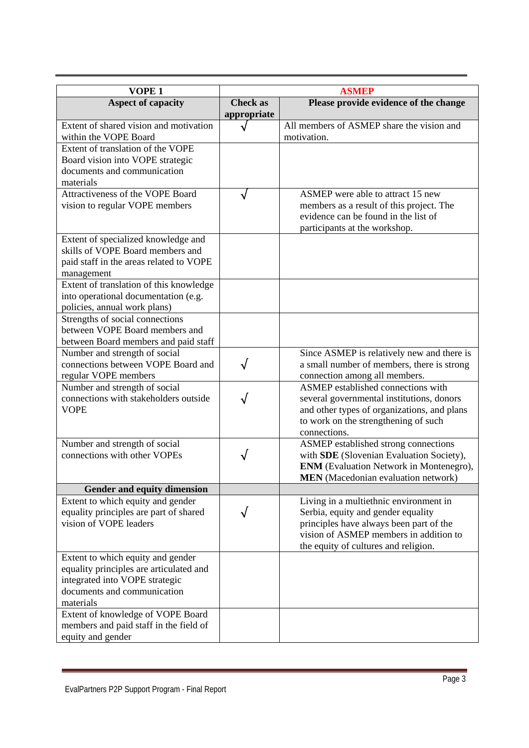| VOPE 1 | ASMEP | |
|---|---|---|
| **Aspect of capacity** | **Check as appropriate** | **Please provide evidence of the change** |
| Extent of shared vision and motivation within the VOPE Board | √ | All members of ASMEP share the vision and motivation. |
| Extent of translation of the VOPE Board vision into VOPE strategic documents and communication materials | | |
| Attractiveness of the VOPE Board vision to regular VOPE members | √ | ASMEP were able to attract 15 new members as a result of this project. The evidence can be found in the list of participants at the workshop. |
| Extent of specialized knowledge and skills of VOPE Board members and paid staff in the areas related to VOPE management | | |
| Extent of translation of this knowledge into operational documentation (e.g. policies, annual work plans) | | |
| Strengths of social connections between VOPE Board members and between Board members and paid staff | | |
| Number and strength of social connections between VOPE Board and regular VOPE members | √ | Since ASMEP is relatively new and there is a small number of members, there is strong connection among all members. |
| Number and strength of social connections with stakeholders outside VOPE | √ | ASMEP established connections with several governmental institutions, donors and other types of organizations, and plans to work on the strengthening of such connections. |
| Number and strength of social connections with other VOPEs | √ | ASMEP established strong connections with **SDE** (Slovenian Evaluation Society), **ENM** (Evaluation Network in Montenegro), **MEN** (Macedonian evaluation network) |
| **Gender and equity dimension** | | |
| Extent to which equity and gender equality principles are part of shared vision of VOPE leaders | √ | Living in a multiethnic environment in Serbia, equity and gender equality principles have always been part of the vision of ASMEP members in addition to the equity of cultures and religion. |
| Extent to which equity and gender equality principles are articulated and integrated into VOPE strategic documents and communication materials | | |
| Extent of knowledge of VOPE Board members and paid staff in the field of equity and gender | | |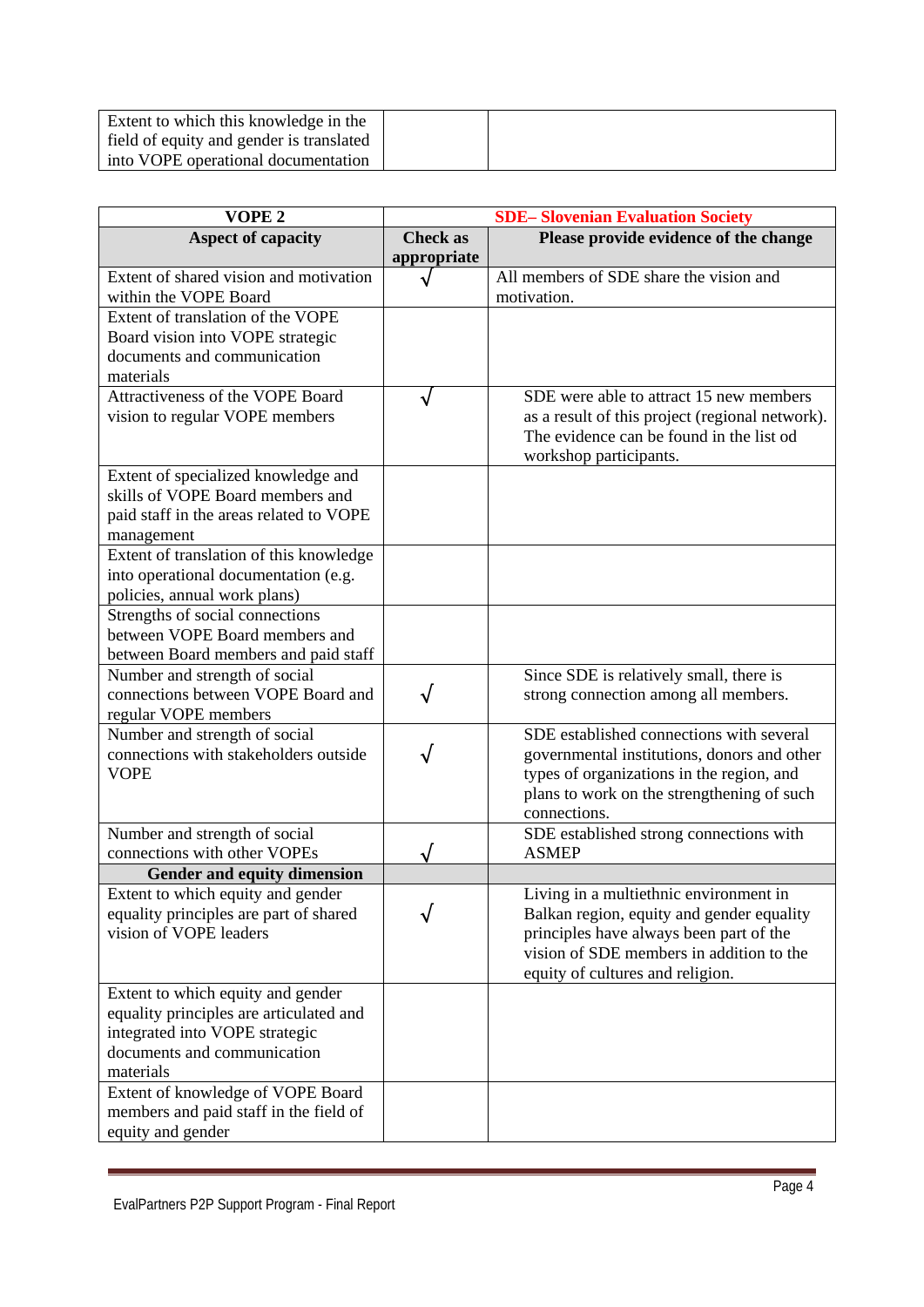| | | |
|---|---|---|
| Extent to which this knowledge in the field of equity and gender is translated into VOPE operational documentation | | |

| VOPE 2 | SDE– Slovenian Evaluation Society | |
|---|---|---|
| **Aspect of capacity** | **Check as appropriate** | **Please provide evidence of the change** |
| Extent of shared vision and motivation within the VOPE Board | √ | All members of SDE share the vision and motivation. |
| Extent of translation of the VOPE Board vision into VOPE strategic documents and communication materials | | |
| Attractiveness of the VOPE Board vision to regular VOPE members | √ | SDE were able to attract 15 new members as a result of this project (regional network). The evidence can be found in the list od workshop participants. |
| Extent of specialized knowledge and skills of VOPE Board members and paid staff in the areas related to VOPE management | | |
| Extent of translation of this knowledge into operational documentation (e.g. policies, annual work plans) | | |
| Strengths of social connections between VOPE Board members and between Board members and paid staff | | |
| Number and strength of social connections between VOPE Board and regular VOPE members | √ | Since SDE is relatively small, there is strong connection among all members. |
| Number and strength of social connections with stakeholders outside VOPE | √ | SDE established connections with several governmental institutions, donors and other types of organizations in the region, and plans to work on the strengthening of such connections. |
| Number and strength of social connections with other VOPEs | √ | SDE established strong connections with ASMEP |
| **Gender and equity dimension** | | |
| Extent to which equity and gender equality principles are part of shared vision of VOPE leaders | √ | Living in a multiethnic environment in Balkan region, equity and gender equality principles have always been part of the vision of SDE members in addition to the equity of cultures and religion. |
| Extent to which equity and gender equality principles are articulated and integrated into VOPE strategic documents and communication materials | | |
| Extent of knowledge of VOPE Board members and paid staff in the field of equity and gender | | |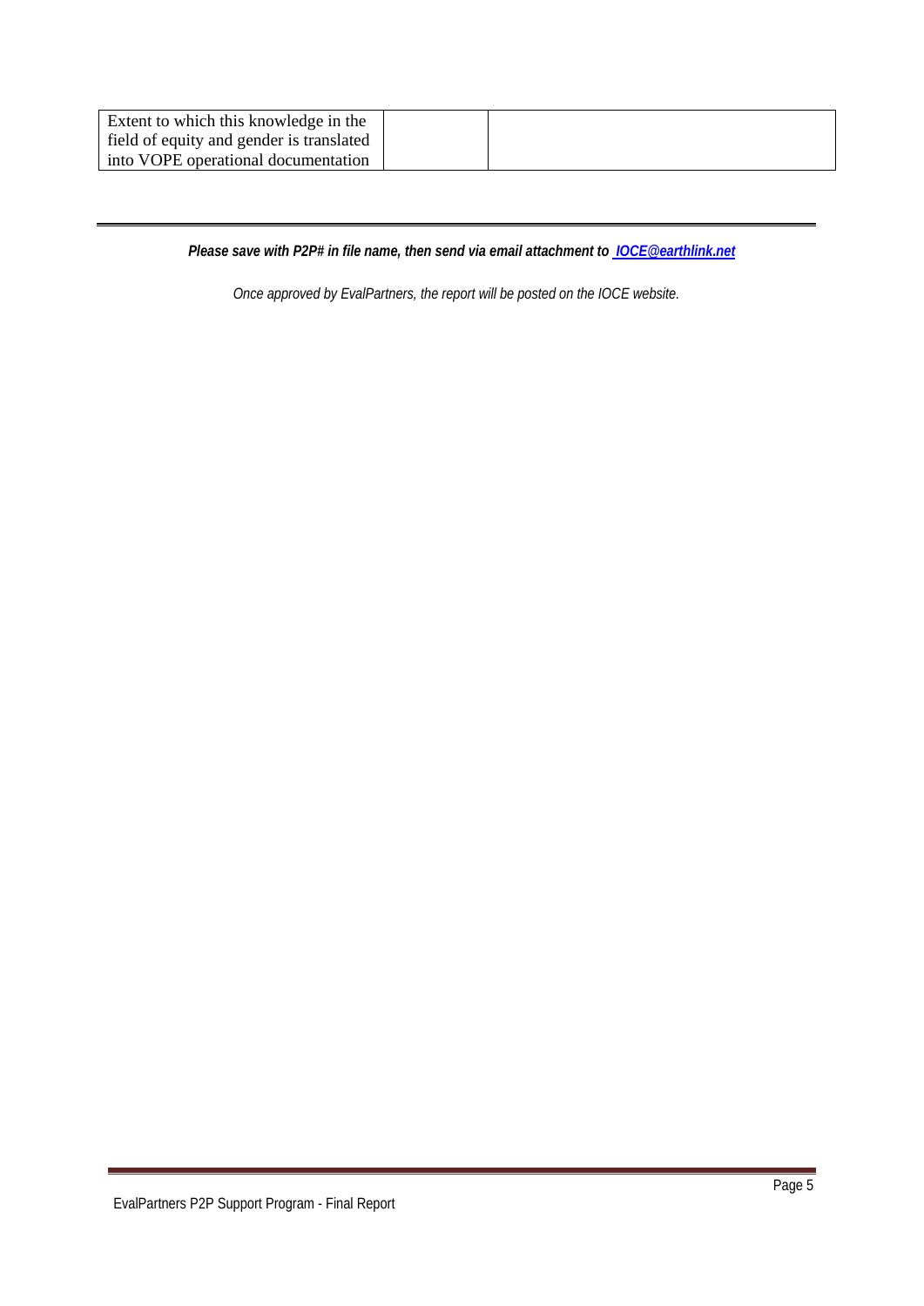| | | |
|---|---|---|
| Extent to which this knowledge in the field of equity and gender is translated into VOPE operational documentation | | |

---

***Please save with P2P# in file name, then send via email attachment to [IOCE@earthlink.net](mailto:IOCE@earthlink.net)***

*Once approved by EvalPartners, the report will be posted on the IOCE website.*